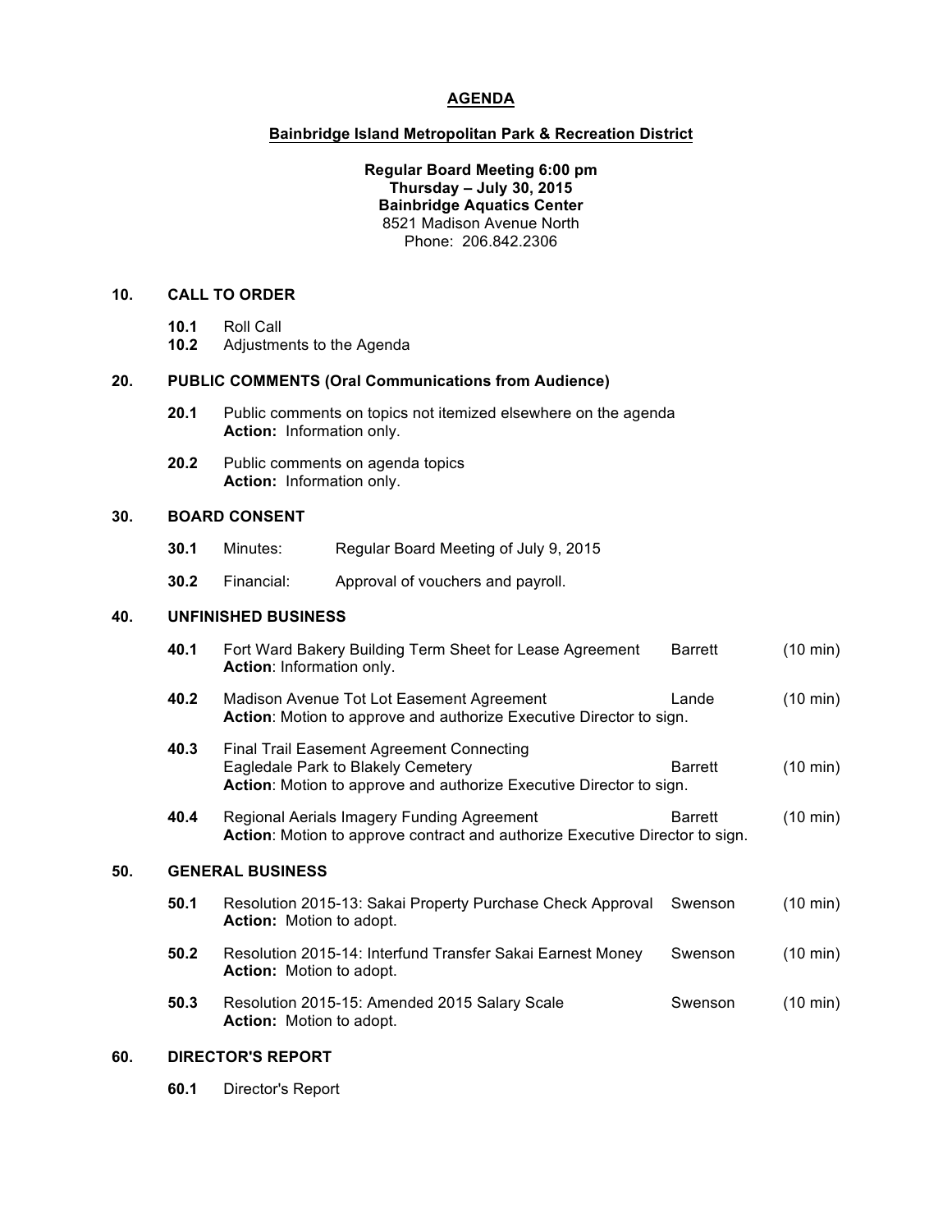# AGENDA

## Bainbridge Island Metropolitan Park & Recreation District

**Regular Board Meeting 6:00 pm**
**Thursday – July 30, 2015**
**Bainbridge Aquatics Center**
8521 Madison Avenue North
Phone: 206.842.2306

### 10. CALL TO ORDER

**10.1** Roll Call
**10.2** Adjustments to the Agenda

### 20. PUBLIC COMMENTS (Oral Communications from Audience)

**20.1** Public comments on topics not itemized elsewhere on the agenda
**Action:** Information only.

**20.2** Public comments on agenda topics
**Action:** Information only.

### 30. BOARD CONSENT

**30.1** Minutes: Regular Board Meeting of July 9, 2015

**30.2** Financial: Approval of vouchers and payroll.

### 40. UNFINISHED BUSINESS

**40.1** Fort Ward Bakery Building Term Sheet for Lease Agreement — Barrett (10 min)
**Action**: Information only.

**40.2** Madison Avenue Tot Lot Easement Agreement — Lande (10 min)
**Action**: Motion to approve and authorize Executive Director to sign.

**40.3** Final Trail Easement Agreement Connecting Eagledale Park to Blakely Cemetery — Barrett (10 min)
**Action**: Motion to approve and authorize Executive Director to sign.

**40.4** Regional Aerials Imagery Funding Agreement — Barrett (10 min)
**Action**: Motion to approve contract and authorize Executive Director to sign.

### 50. GENERAL BUSINESS

**50.1** Resolution 2015-13: Sakai Property Purchase Check Approval — Swenson (10 min)
**Action:** Motion to adopt.

**50.2** Resolution 2015-14: Interfund Transfer Sakai Earnest Money — Swenson (10 min)
**Action:** Motion to adopt.

**50.3** Resolution 2015-15: Amended 2015 Salary Scale — Swenson (10 min)
**Action:** Motion to adopt.

### 60. DIRECTOR'S REPORT

**60.1** Director's Report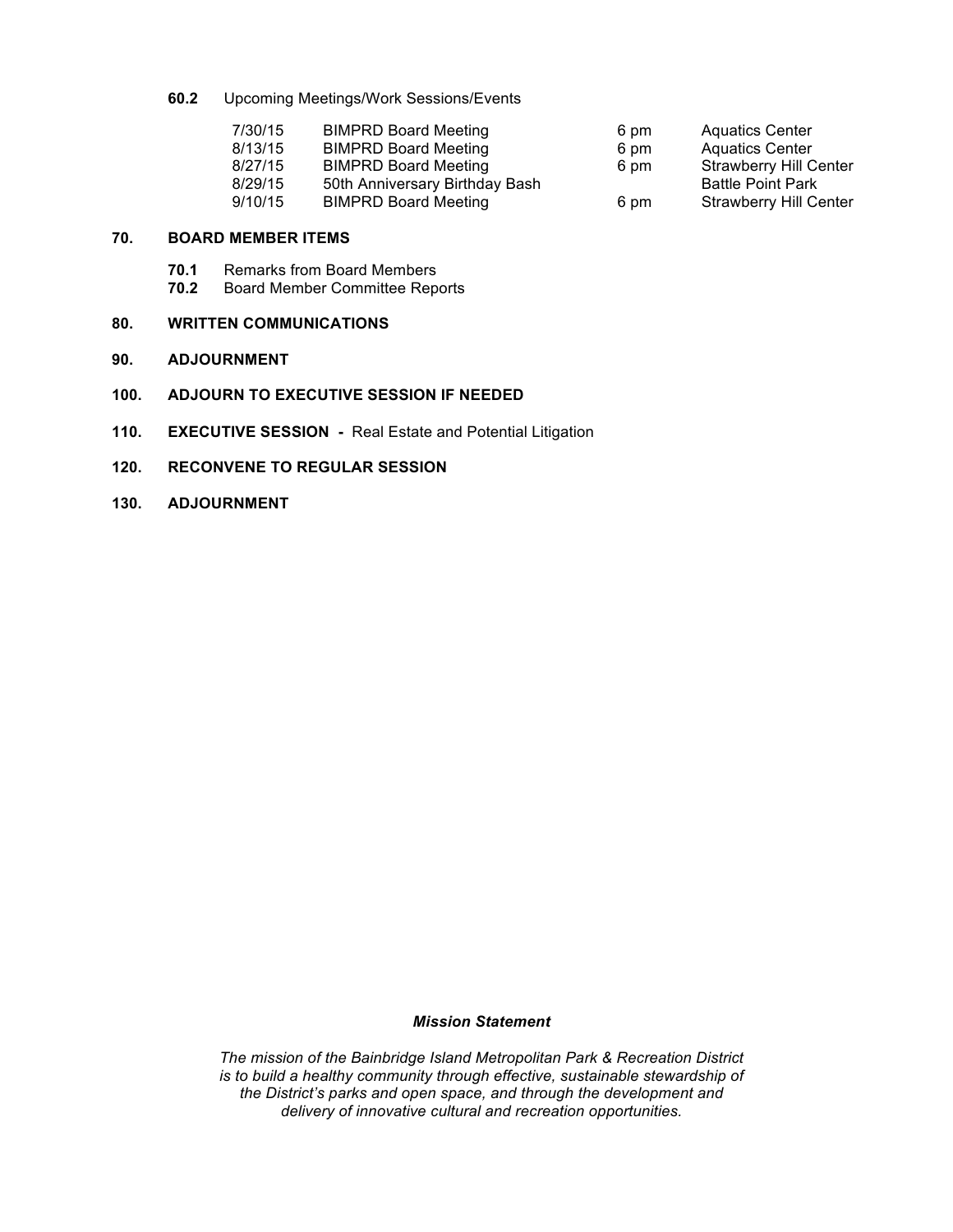**60.2** Upcoming Meetings/Work Sessions/Events

| | | | |
|---|---|---|---|
| 7/30/15 | BIMPRD Board Meeting | 6 pm | Aquatics Center |
| 8/13/15 | BIMPRD Board Meeting | 6 pm | Aquatics Center |
| 8/27/15 | BIMPRD Board Meeting | 6 pm | Strawberry Hill Center |
| 8/29/15 | 50th Anniversary Birthday Bash | | Battle Point Park |
| 9/10/15 | BIMPRD Board Meeting | 6 pm | Strawberry Hill Center |

**70. BOARD MEMBER ITEMS**

**70.1** Remarks from Board Members
**70.2** Board Member Committee Reports

**80. WRITTEN COMMUNICATIONS**

**90. ADJOURNMENT**

**100. ADJOURN TO EXECUTIVE SESSION IF NEEDED**

**110. EXECUTIVE SESSION -** Real Estate and Potential Litigation

**120. RECONVENE TO REGULAR SESSION**

**130. ADJOURNMENT**

***Mission Statement***

*The mission of the Bainbridge Island Metropolitan Park & Recreation District is to build a healthy community through effective, sustainable stewardship of the District's parks and open space, and through the development and delivery of innovative cultural and recreation opportunities.*